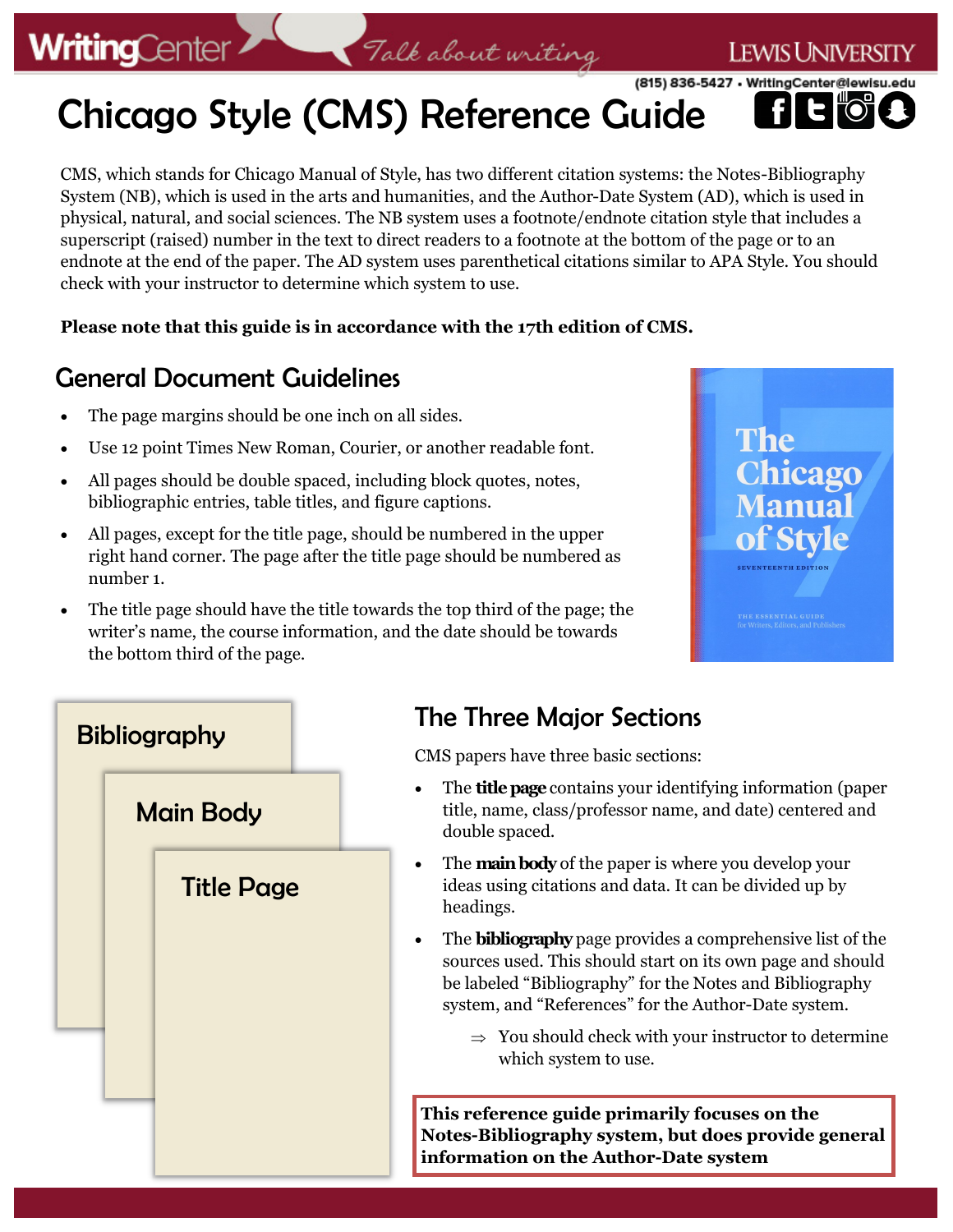# Chicago Style (CMS) Reference Guide

CMS, which stands for Chicago Manual of Style, has two different citation systems: the Notes-Bibliography System (NB), which is used in the arts and humanities, and the Author-Date System (AD), which is used in physical, natural, and social sciences. The NB system uses a footnote/endnote citation style that includes a superscript (raised) number in the text to direct readers to a footnote at the bottom of the page or to an endnote at the end of the paper. The AD system uses parenthetical citations similar to APA Style. You should check with your instructor to determine which system to use.

**Please note that this guide is in accordance with the 17th edition of CMS.**

## General Document Guidelines

- The page margins should be one inch on all sides.
- Use 12 point Times New Roman, Courier, or another readable font.
- All pages should be double spaced, including block quotes, notes, bibliographic entries, table titles, and figure captions.
- All pages, except for the title page, should be numbered in the upper right hand corner. The page after the title page should be numbered as number 1.
- The title page should have the title towards the top third of the page; the writer's name, the course information, and the date should be towards the bottom third of the page.

## The Three Major Sections

CMS papers have three basic sections:

- The **title page** contains your identifying information (paper title, name, class/professor name, and date) centered and double spaced.
- The **main body** of the paper is where you develop your ideas using citations and data. It can be divided up by headings.
- The **bibliography** page provides a comprehensive list of the sources used. This should start on its own page and should be labeled "Bibliography" for the Notes and Bibliography system, and "References" for the Author-Date system.
  - ⇒ You should check with your instructor to determine which system to use.

**This reference guide primarily focuses on the Notes-Bibliography system, but does provide general information on the Author-Date system**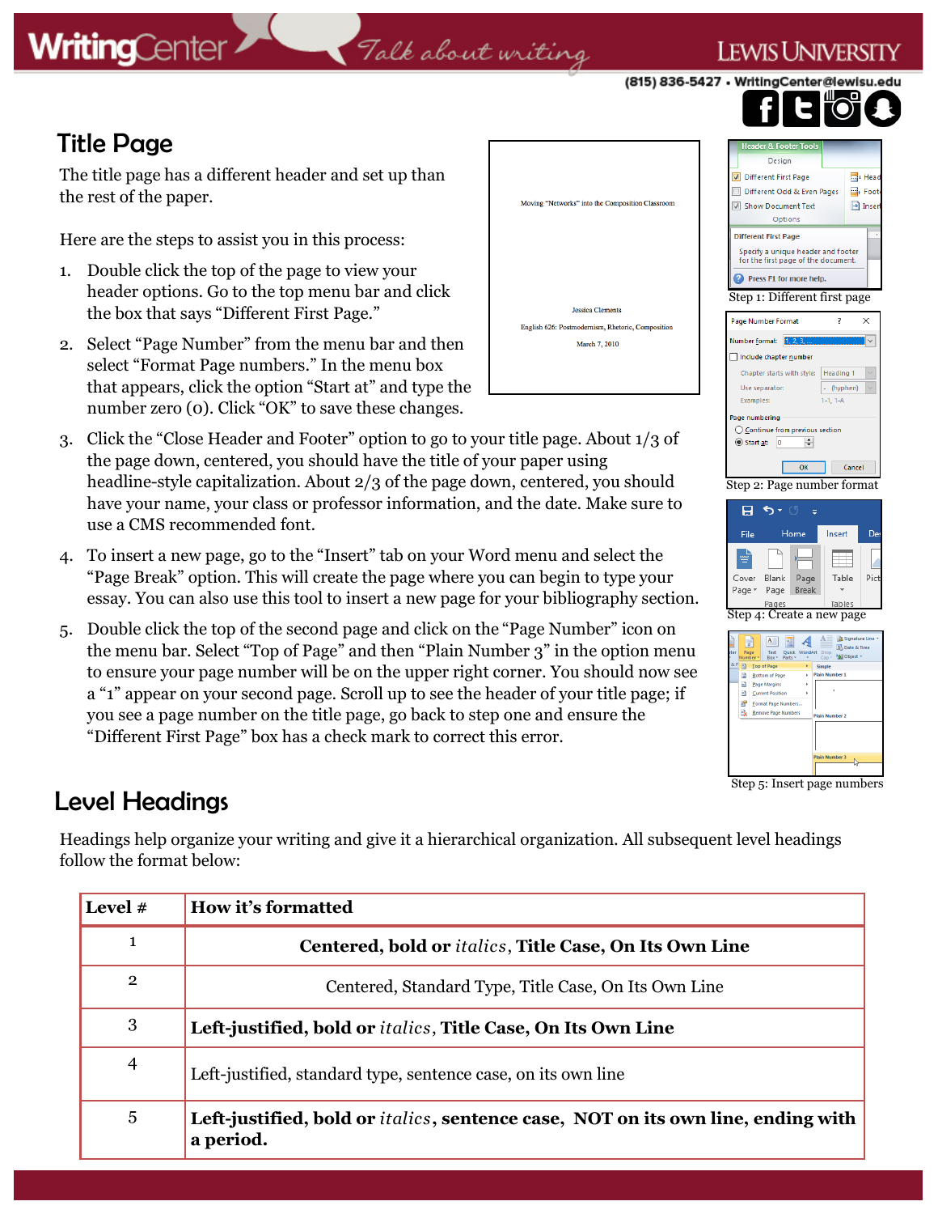## Title Page

The title page has a different header and set up than the rest of the paper.

Here are the steps to assist you in this process:

1. Double click the top of the page to view your header options. Go to the top menu bar and click the box that says "Different First Page."
2. Select "Page Number" from the menu bar and then select "Format Page numbers." In the menu box that appears, click the option "Start at" and type the number zero (0). Click "OK" to save these changes.
3. Click the "Close Header and Footer" option to go to your title page. About 1/3 of the page down, centered, you should have the title of your paper using headline-style capitalization. About 2/3 of the page down, centered, you should have your name, your class or professor information, and the date. Make sure to use a CMS recommended font.
4. To insert a new page, go to the "Insert" tab on your Word menu and select the "Page Break" option. This will create the page where you can begin to type your essay. You can also use this tool to insert a new page for your bibliography section.
5. Double click the top of the second page and click on the "Page Number" icon on the menu bar. Select "Top of Page" and then "Plain Number 3" in the option menu to ensure your page number will be on the upper right corner. You should now see a "1" appear on your second page. Scroll up to see the header of your title page; if you see a page number on the title page, go back to step one and ensure the "Different First Page" box has a check mark to correct this error.

Moving "Networks" into the Composition Classroom

Jessica Clements

English 626: Postmodernism, Rhetoric, Composition

March 7, 2010

Step 1: Different first page

Step 2: Page number format

Step 4: Create a new page

Step 5: Insert page numbers

## Level Headings

Headings help organize your writing and give it a hierarchical organization. All subsequent level headings follow the format below:

| Level # | How it's formatted |
|---|---|
| 1 | **Centered, bold or *italics*, Title Case, On Its Own Line** |
| 2 | Centered, Standard Type, Title Case, On Its Own Line |
| 3 | **Left-justified, bold or *italics*, Title Case, On Its Own Line** |
| 4 | Left-justified, standard type, sentence case, on its own line |
| 5 | **Left-justified, bold or *italics*, sentence case, NOT on its own line, ending with a period.** |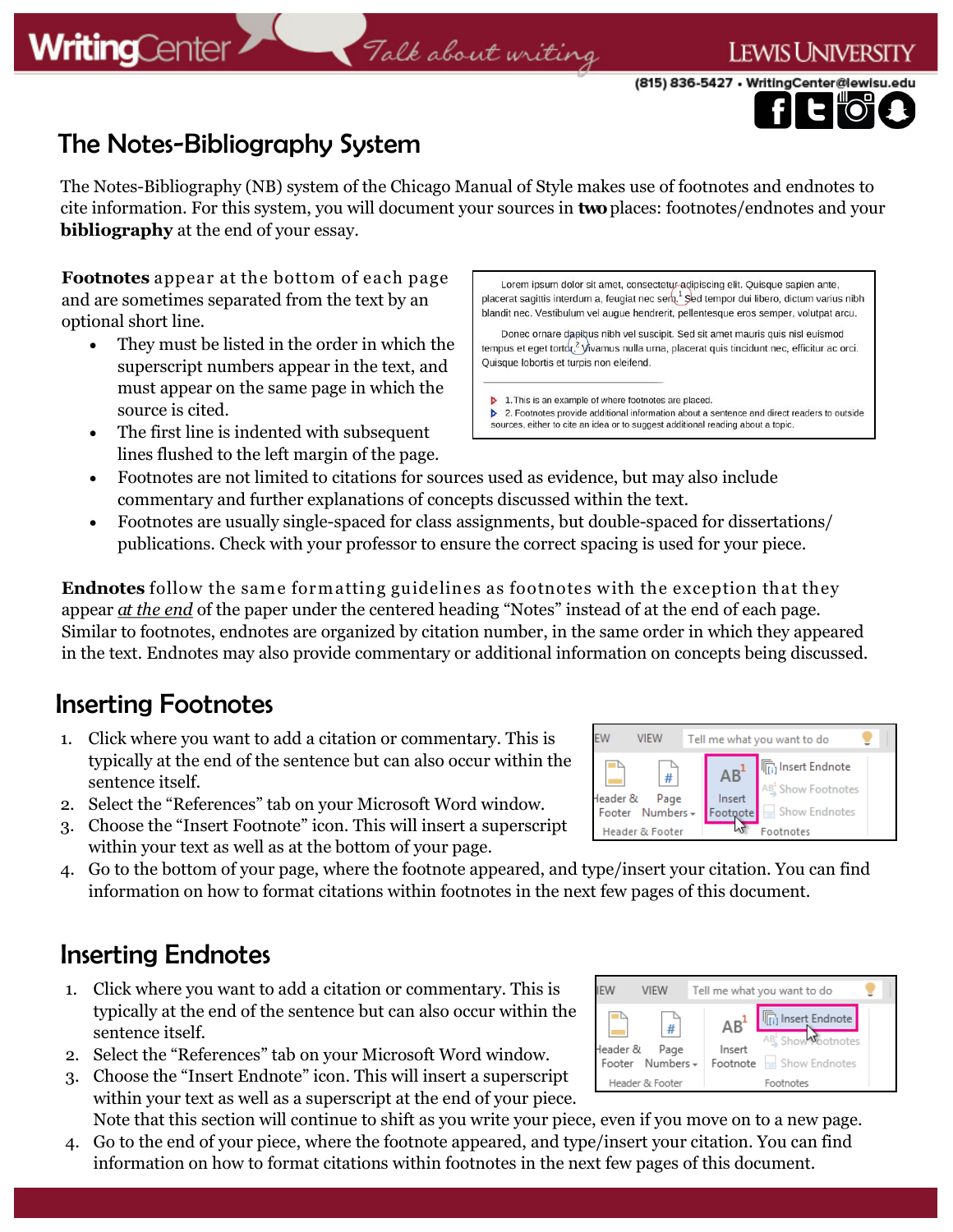## The Notes-Bibliography System

The Notes-Bibliography (NB) system of the Chicago Manual of Style makes use of footnotes and endnotes to cite information. For this system, you will document your sources in **two** places: footnotes/endnotes and your **bibliography** at the end of your essay.

**Footnotes** appear at the bottom of each page and are sometimes separated from the text by an optional short line.

- They must be listed in the order in which the superscript numbers appear in the text, and must appear on the same page in which the source is cited.
- The first line is indented with subsequent lines flushed to the left margin of the page.
- Footnotes are not limited to citations for sources used as evidence, but may also include commentary and further explanations of concepts discussed within the text.
- Footnotes are usually single-spaced for class assignments, but double-spaced for dissertations/ publications. Check with your professor to ensure the correct spacing is used for your piece.

Lorem ipsum dolor sit amet, consectetur adipiscing elit. Quisque sapien ante, placerat sagittis interdum a, feugiat nec sem.[1] Sed tempor dui libero, dictum varius nibh blandit nec. Vestibulum vel augue hendrerit, pellentesque eros semper, volutpat arcu.

Donec ornare dapibus nibh vel suscipit. Sed sit amet mauris quis nisl euismod tempus et eget tortor.[2] Vivamus nulla urna, placerat quis tincidunt nec, efficitur ac orci. Quisque lobortis et turpis non eleifend.

1. This is an example of where footnotes are placed.
2. Footnotes provide additional information about a sentence and direct readers to outside sources, either to cite an idea or to suggest additional reading about a topic.

**Endnotes** follow the same formatting guidelines as footnotes with the exception that they appear *at the end* of the paper under the centered heading "Notes" instead of at the end of each page. Similar to footnotes, endnotes are organized by citation number, in the same order in which they appeared in the text. Endnotes may also provide commentary or additional information on concepts being discussed.

## Inserting Footnotes

1. Click where you want to add a citation or commentary. This is typically at the end of the sentence but can also occur within the sentence itself.
2. Select the "References" tab on your Microsoft Word window.
3. Choose the "Insert Footnote" icon. This will insert a superscript within your text as well as at the bottom of your page.
4. Go to the bottom of your page, where the footnote appeared, and type/insert your citation. You can find information on how to format citations within footnotes in the next few pages of this document.

EW VIEW Tell me what you want to do
Header & Footer
Page Numbers
Insert Footnote
Insert Endnote
Show Footnotes
Show Endnotes
Header & Footer
Footnotes

## Inserting Endnotes

1. Click where you want to add a citation or commentary. This is typically at the end of the sentence but can also occur within the sentence itself.
2. Select the "References" tab on your Microsoft Word window.
3. Choose the "Insert Endnote" icon. This will insert a superscript within your text as well as a superscript at the end of your piece. Note that this section will continue to shift as you write your piece, even if you move on to a new page.
4. Go to the end of your piece, where the footnote appeared, and type/insert your citation. You can find information on how to format citations within footnotes in the next few pages of this document.

IEW VIEW Tell me what you want to do
Header & Footer
Page Numbers
Insert Footnote
Insert Endnote
Show Footnotes
Show Endnotes
Header & Footer
Footnotes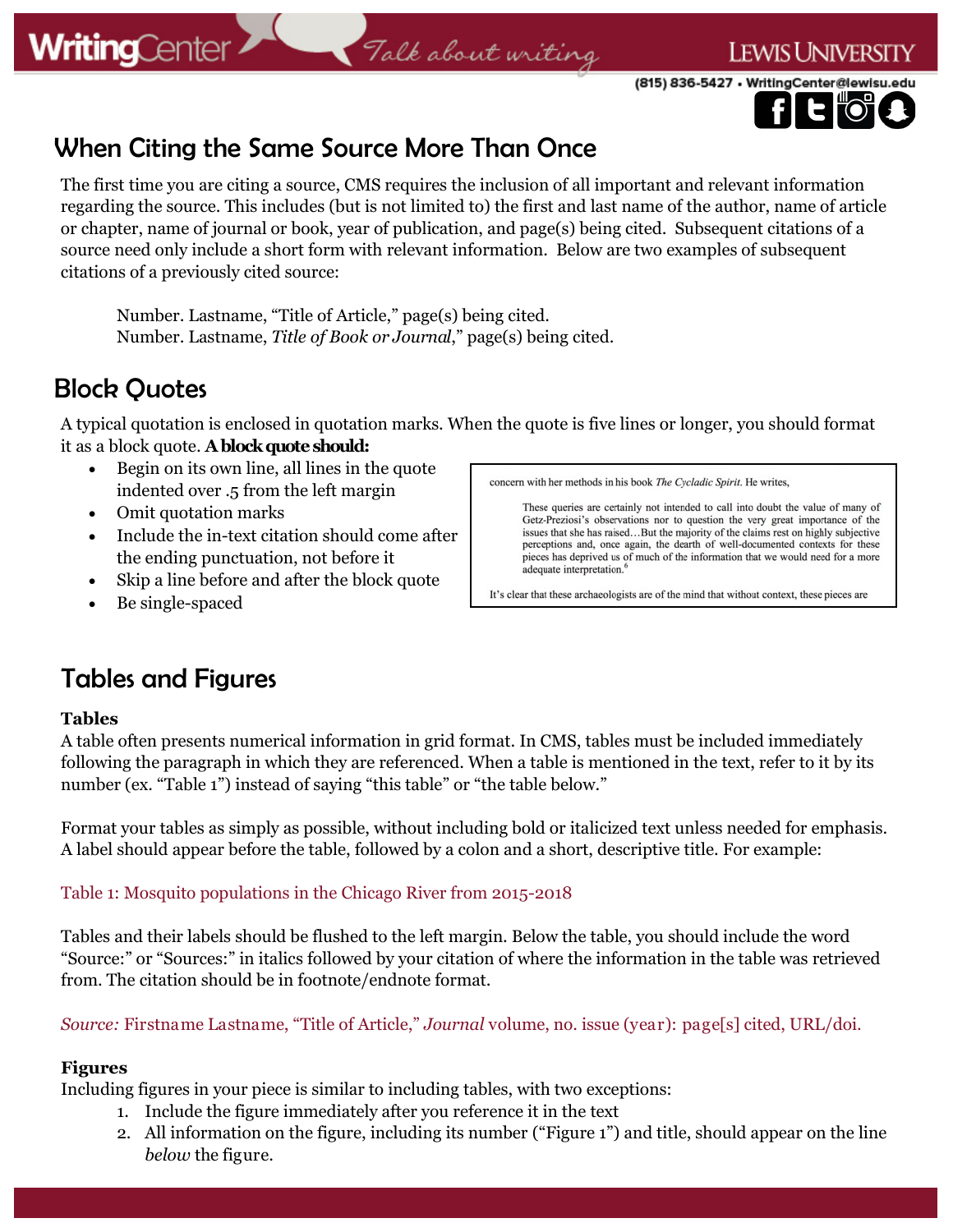## When Citing the Same Source More Than Once

The first time you are citing a source, CMS requires the inclusion of all important and relevant information regarding the source. This includes (but is not limited to) the first and last name of the author, name of article or chapter, name of journal or book, year of publication, and page(s) being cited. Subsequent citations of a source need only include a short form with relevant information. Below are two examples of subsequent citations of a previously cited source:

> Number. Lastname, "Title of Article," page(s) being cited.
> Number. Lastname, *Title of Book or Journal*," page(s) being cited.

## Block Quotes

A typical quotation is enclosed in quotation marks. When the quote is five lines or longer, you should format it as a block quote. **A block quote should:**

- Begin on its own line, all lines in the quote indented over .5 from the left margin
- Omit quotation marks
- Include the in-text citation should come after the ending punctuation, not before it
- Skip a line before and after the block quote
- Be single-spaced

concern with her methods in his book *The Cycladic Spirit*. He writes,

> These queries are certainly not intended to call into doubt the value of many of Getz-Preziosi's observations nor to question the very great importance of the issues that she has raised…But the majority of the claims rest on highly subjective perceptions and, once again, the dearth of well-documented contexts for these pieces has deprived us of much of the information that we would need for a more adequate interpretation.[6]

It's clear that these archaeologists are of the mind that without context, these pieces are

## Tables and Figures

### Tables

A table often presents numerical information in grid format. In CMS, tables must be included immediately following the paragraph in which they are referenced. When a table is mentioned in the text, refer to it by its number (ex. "Table 1") instead of saying "this table" or "the table below."

Format your tables as simply as possible, without including bold or italicized text unless needed for emphasis. A label should appear before the table, followed by a colon and a short, descriptive title. For example:

Table 1: Mosquito populations in the Chicago River from 2015-2018

Tables and their labels should be flushed to the left margin. Below the table, you should include the word "Source:" or "Sources:" in italics followed by your citation of where the information in the table was retrieved from. The citation should be in footnote/endnote format.

*Source:* Firstname Lastname, "Title of Article," *Journal* volume, no. issue (year): page[s] cited, URL/doi.

### Figures

Including figures in your piece is similar to including tables, with two exceptions:

1. Include the figure immediately after you reference it in the text
2. All information on the figure, including its number ("Figure 1") and title, should appear on the line *below* the figure.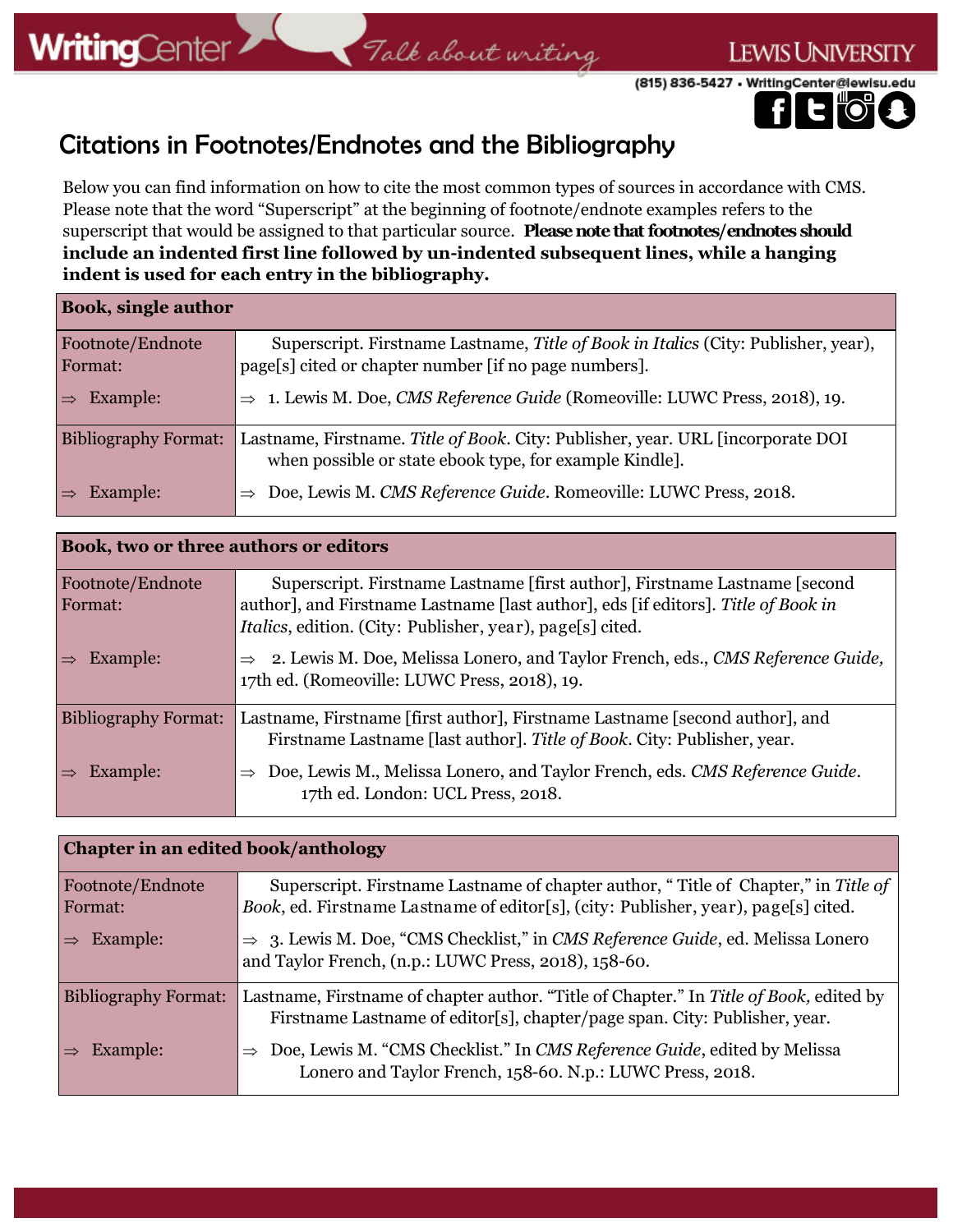# Citations in Footnotes/Endnotes and the Bibliography

Below you can find information on how to cite the most common types of sources in accordance with CMS. Please note that the word "Superscript" at the beginning of footnote/endnote examples refers to the superscript that would be assigned to that particular source. **Please note that footnotes/endnotes should include an indented first line followed by un-indented subsequent lines, while a hanging indent is used for each entry in the bibliography.**

| **Book, single author** | |
|---|---|
| Footnote/Endnote Format: | Superscript. Firstname Lastname, *Title of Book in Italics* (City: Publisher, year), page[s] cited or chapter number [if no page numbers]. |
| ⇒ Example: | ⇒ 1. Lewis M. Doe, *CMS Reference Guide* (Romeoville: LUWC Press, 2018), 19. |
| Bibliography Format: | Lastname, Firstname. *Title of Book*. City: Publisher, year. URL [incorporate DOI when possible or state ebook type, for example Kindle]. |
| ⇒ Example: | ⇒ Doe, Lewis M. *CMS Reference Guide*. Romeoville: LUWC Press, 2018. |

| **Book, two or three authors or editors** | |
|---|---|
| Footnote/Endnote Format: | Superscript. Firstname Lastname [first author], Firstname Lastname [second author], and Firstname Lastname [last author], eds [if editors]. *Title of Book in Italics*, edition. (City: Publisher, year), page[s] cited. |
| ⇒ Example: | ⇒ 2. Lewis M. Doe, Melissa Lonero, and Taylor French, eds., *CMS Reference Guide,* 17th ed. (Romeoville: LUWC Press, 2018), 19. |
| Bibliography Format: | Lastname, Firstname [first author], Firstname Lastname [second author], and Firstname Lastname [last author]. *Title of Book*. City: Publisher, year. |
| ⇒ Example: | ⇒ Doe, Lewis M., Melissa Lonero, and Taylor French, eds. *CMS Reference Guide*. 17th ed. London: UCL Press, 2018. |

| **Chapter in an edited book/anthology** | |
|---|---|
| Footnote/Endnote Format: | Superscript. Firstname Lastname of chapter author, " Title of Chapter," in *Title of Book*, ed. Firstname Lastname of editor[s], (city: Publisher, year), page[s] cited. |
| ⇒ Example: | ⇒ 3. Lewis M. Doe, "CMS Checklist," in *CMS Reference Guide*, ed. Melissa Lonero and Taylor French, (n.p.: LUWC Press, 2018), 158-60. |
| Bibliography Format: | Lastname, Firstname of chapter author. "Title of Chapter." In *Title of Book,* edited by Firstname Lastname of editor[s], chapter/page span. City: Publisher, year. |
| ⇒ Example: | ⇒ Doe, Lewis M. "CMS Checklist." In *CMS Reference Guide*, edited by Melissa Lonero and Taylor French, 158-60. N.p.: LUWC Press, 2018. |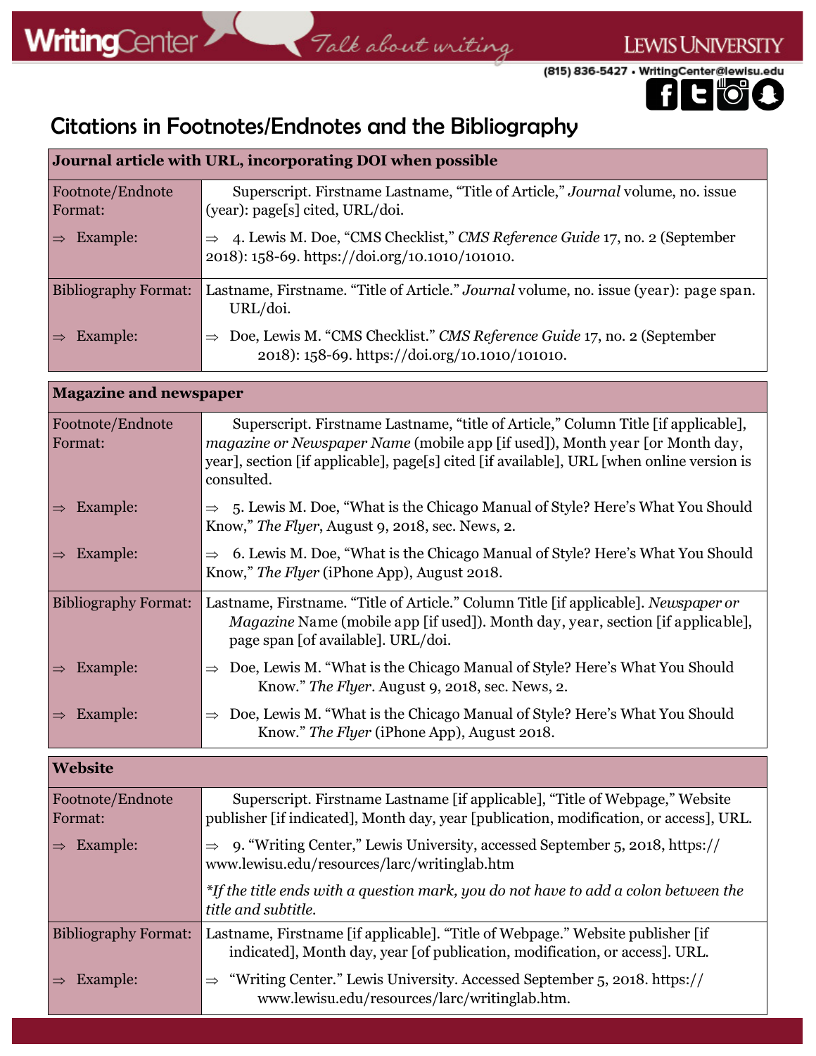# Citations in Footnotes/Endnotes and the Bibliography

| **Journal article with URL, incorporating DOI when possible** | |
|---|---|
| Footnote/Endnote Format: | Superscript. Firstname Lastname, “Title of Article,” *Journal* volume, no. issue (year): page[s] cited, URL/doi. |
| ⇒ Example: | ⇒ 4. Lewis M. Doe, “CMS Checklist,” *CMS Reference Guide* 17, no. 2 (September 2018): 158-69. https://doi.org/10.1010/101010. |
| Bibliography Format: | Lastname, Firstname. “Title of Article.” *Journal* volume, no. issue (year): page span. URL/doi. |
| ⇒ Example: | ⇒ Doe, Lewis M. “CMS Checklist.” *CMS Reference Guide* 17, no. 2 (September 2018): 158-69. https://doi.org/10.1010/101010. |

| **Magazine and newspaper** | |
|---|---|
| Footnote/Endnote Format: | Superscript. Firstname Lastname, “title of Article,” Column Title [if applicable], *magazine or Newspaper Name* (mobile app [if used]), Month year [or Month day, year], section [if applicable], page[s] cited [if available], URL [when online version is consulted. |
| ⇒ Example: | ⇒ 5. Lewis M. Doe, “What is the Chicago Manual of Style? Here’s What You Should Know,” *The Flyer*, August 9, 2018, sec. News, 2. |
| ⇒ Example: | ⇒ 6. Lewis M. Doe, “What is the Chicago Manual of Style? Here’s What You Should Know,” *The Flyer* (iPhone App), August 2018. |
| Bibliography Format: | Lastname, Firstname. “Title of Article.” Column Title [if applicable]. *Newspaper or Magazine* Name (mobile app [if used]). Month day, year, section [if applicable], page span [of available]. URL/doi. |
| ⇒ Example: | ⇒ Doe, Lewis M. “What is the Chicago Manual of Style? Here’s What You Should Know.” *The Flyer*. August 9, 2018, sec. News, 2. |
| ⇒ Example: | ⇒ Doe, Lewis M. “What is the Chicago Manual of Style? Here’s What You Should Know.” *The Flyer* (iPhone App), August 2018. |

| **Website** | |
|---|---|
| Footnote/Endnote Format: | Superscript. Firstname Lastname [if applicable], “Title of Webpage,” Website publisher [if indicated], Month day, year [publication, modification, or access], URL. |
| ⇒ Example: | ⇒ 9. “Writing Center,” Lewis University, accessed September 5, 2018, https://www.lewisu.edu/resources/larc/writinglab.htm<br><br>**If the title ends with a question mark, you do not have to add a colon between the title and subtitle.* |
| Bibliography Format: | Lastname, Firstname [if applicable]. “Title of Webpage.” Website publisher [if indicated], Month day, year [of publication, modification, or access]. URL. |
| ⇒ Example: | ⇒ “Writing Center.” Lewis University. Accessed September 5, 2018. https://www.lewisu.edu/resources/larc/writinglab.htm. |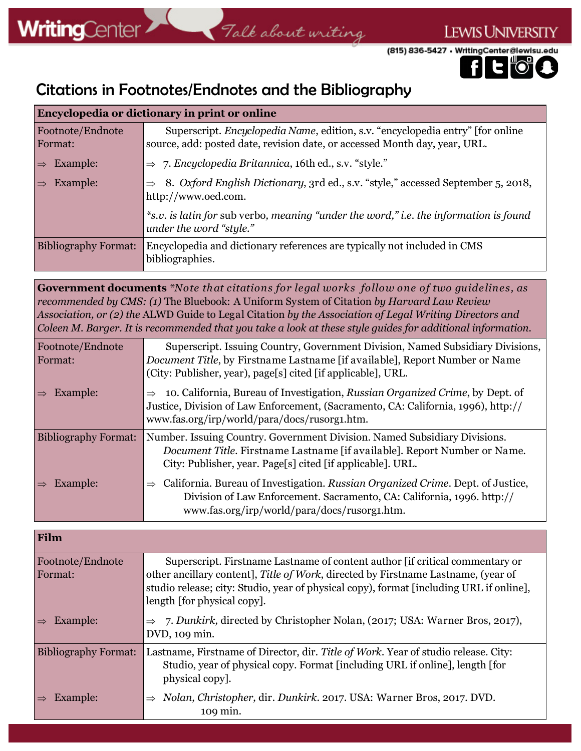# Citations in Footnotes/Endnotes and the Bibliography

| **Encyclopedia or dictionary in print or online** | |
|---|---|
| Footnote/Endnote Format: | Superscript. *Encyclopedia Name*, edition, s.v. “encyclopedia entry” [for online source, add: posted date, revision date, or accessed Month day, year, URL. |
| ⇒ Example: | ⇒ 7. *Encyclopedia Britannica*, 16th ed., s.v. “style.” |
| ⇒ Example: | ⇒ 8. *Oxford English Dictionary*, 3rd ed., s.v. “style,” accessed September 5, 2018, http://www.oed.com. *\*s.v. is latin for* sub verbo*, meaning “under the word,” i.e. the information is found under the word “style.”* |
| Bibliography Format: | Encyclopedia and dictionary references are typically not included in CMS bibliographies. |

| **Government documents** *\*Note that citations for legal works follow one of two guidelines, as recommended by CMS: (1)* The Bluebook: A Uniform System of Citation *by Harvard Law Review Association, or (2) the* ALWD Guide to Legal Citation *by the Association of Legal Writing Directors and Coleen M. Barger. It is recommended that you take a look at these style guides for additional information.* | |
|---|---|
| Footnote/Endnote Format: | Superscript. Issuing Country, Government Division, Named Subsidiary Divisions, *Document Title*, by Firstname Lastname [if available], Report Number or Name (City: Publisher, year), page[s] cited [if applicable], URL. |
| ⇒ Example: | ⇒ 10. California, Bureau of Investigation, *Russian Organized Crime*, by Dept. of Justice, Division of Law Enforcement, (Sacramento, CA: California, 1996), http://www.fas.org/irp/world/para/docs/rusorg1.htm. |
| Bibliography Format: | Number. Issuing Country. Government Division. Named Subsidiary Divisions. *Document Title*. Firstname Lastname [if available]. Report Number or Name. City: Publisher, year. Page[s] cited [if applicable]. URL. |
| ⇒ Example: | ⇒ California. Bureau of Investigation. *Russian Organized Crime*. Dept. of Justice, Division of Law Enforcement. Sacramento, CA: California, 1996. http://www.fas.org/irp/world/para/docs/rusorg1.htm. |

| **Film** | |
|---|---|
| Footnote/Endnote Format: | Superscript. Firstname Lastname of content author [if critical commentary or other ancillary content], *Title of Work*, directed by Firstname Lastname, (year of studio release; city: Studio, year of physical copy), format [including URL if online], length [for physical copy]. |
| ⇒ Example: | ⇒ 7. *Dunkirk,* directed by Christopher Nolan, (2017; USA: Warner Bros, 2017), DVD, 109 min. |
| Bibliography Format: | Lastname, Firstname of Director, dir. *Title of Work*. Year of studio release. City: Studio, year of physical copy. Format [including URL if online], length [for physical copy]. |
| ⇒ Example: | ⇒ *Nolan, Christopher,* dir. *Dunkirk*. 2017. USA: Warner Bros, 2017. DVD. 109 min. |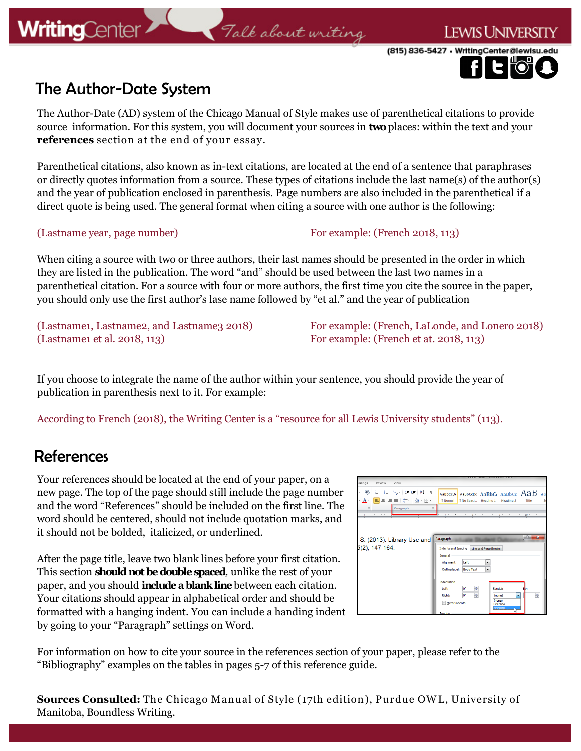# The Author-Date System

The Author-Date (AD) system of the Chicago Manual of Style makes use of parenthetical citations to provide source information. For this system, you will document your sources in **two** places: within the text and your **references** section at the end of your essay.

Parenthetical citations, also known as in-text citations, are located at the end of a sentence that paraphrases or directly quotes information from a source. These types of citations include the last name(s) of the author(s) and the year of publication enclosed in parenthesis. Page numbers are also included in the parenthetical if a direct quote is being used. The general format when citing a source with one author is the following:

(Lastname year, page number) For example: (French 2018, 113)

When citing a source with two or three authors, their last names should be presented in the order in which they are listed in the publication. The word "and" should be used between the last two names in a parenthetical citation. For a source with four or more authors, the first time you cite the source in the paper, you should only use the first author's lase name followed by "et al." and the year of publication

(Lastname1, Lastname2, and Lastname3 2018) For example: (French, LaLonde, and Lonero 2018)
(Lastname1 et al. 2018, 113) For example: (French et at. 2018, 113)

If you choose to integrate the name of the author within your sentence, you should provide the year of publication in parenthesis next to it. For example:

According to French (2018), the Writing Center is a "resource for all Lewis University students" (113).

## References

Your references should be located at the end of your paper, on a new page. The top of the page should still include the page number and the word "References" should be included on the first line. The word should be centered, should not include quotation marks, and it should not be bolded, italicized, or underlined.

After the page title, leave two blank lines before your first citation. This section **should not be double spaced**, unlike the rest of your paper, and you should **include a blank line** between each citation. Your citations should appear in alphabetical order and should be formatted with a hanging indent. You can include a handing indent by going to your "Paragraph" settings on Word.

For information on how to cite your source in the references section of your paper, please refer to the "Bibliography" examples on the tables in pages 5-7 of this reference guide.

**Sources Consulted:** The Chicago Manual of Style (17th edition), Purdue OWL, University of Manitoba, Boundless Writing.